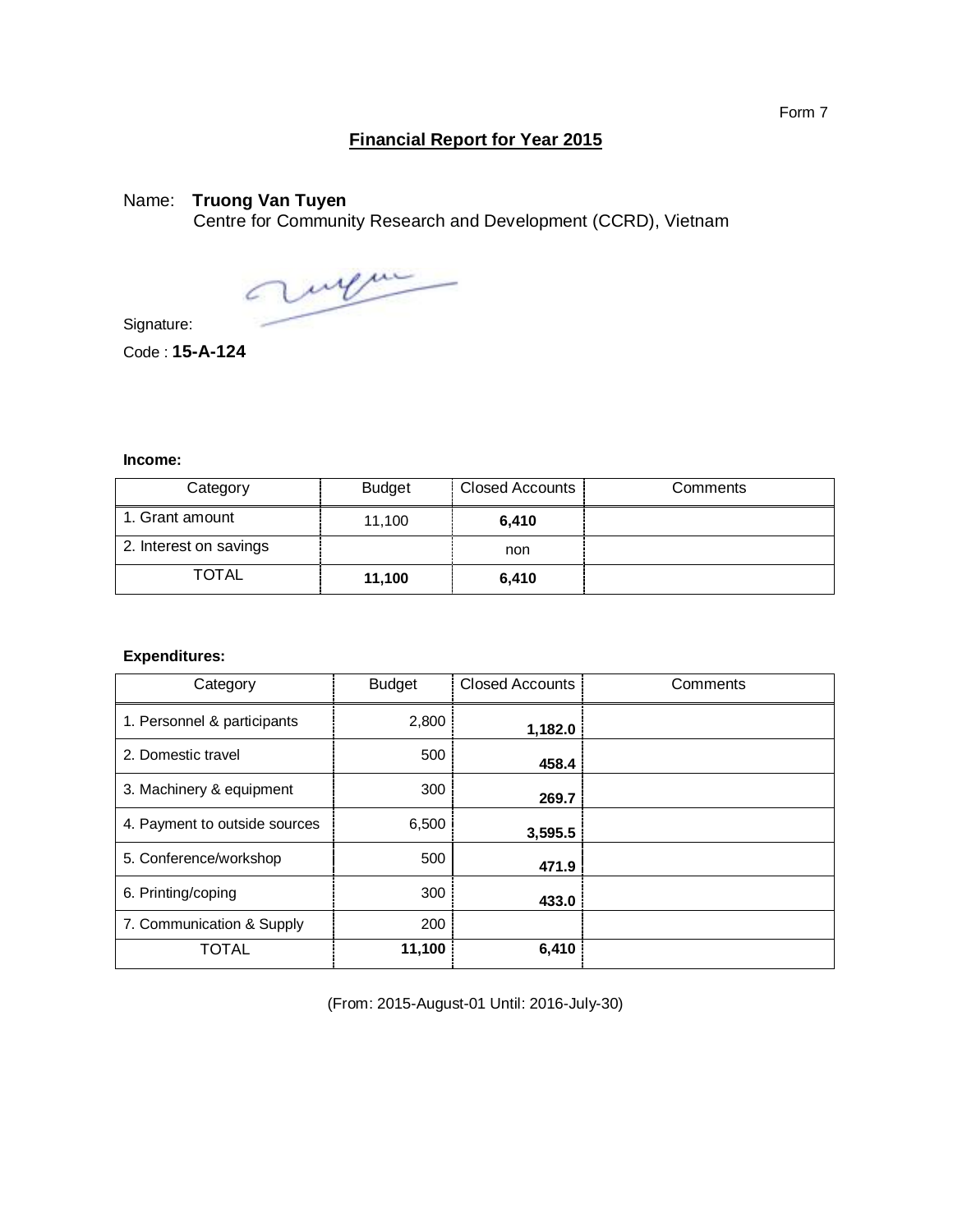Form 7

## Financial Report for Year 2015

Name: **Truong Van Tuyen**
Centre for Community Research and Development (CCRD), Vietnam

Signature:

Code : **15-A-124**

**Income:**

| Category | Budget | Closed Accounts | Comments |
|---|---|---|---|
| 1. Grant amount | 11,100 | **6,410** | |
| 2. Interest on savings | | non | |
| TOTAL | **11,100** | **6,410** | |

**Expenditures:**

| Category | Budget | Closed Accounts | Comments |
|---|---|---|---|
| 1. Personnel & participants | 2,800 | **1,182.0** | |
| 2. Domestic travel | 500 | **458.4** | |
| 3. Machinery & equipment | 300 | **269.7** | |
| 4. Payment to outside sources | 6,500 | **3,595.5** | |
| 5. Conference/workshop | 500 | **471.9** | |
| 6. Printing/coping | 300 | **433.0** | |
| 7. Communication & Supply | 200 | | |
| TOTAL | **11,100** | **6,410** | |

(From: 2015-August-01 Until: 2016-July-30)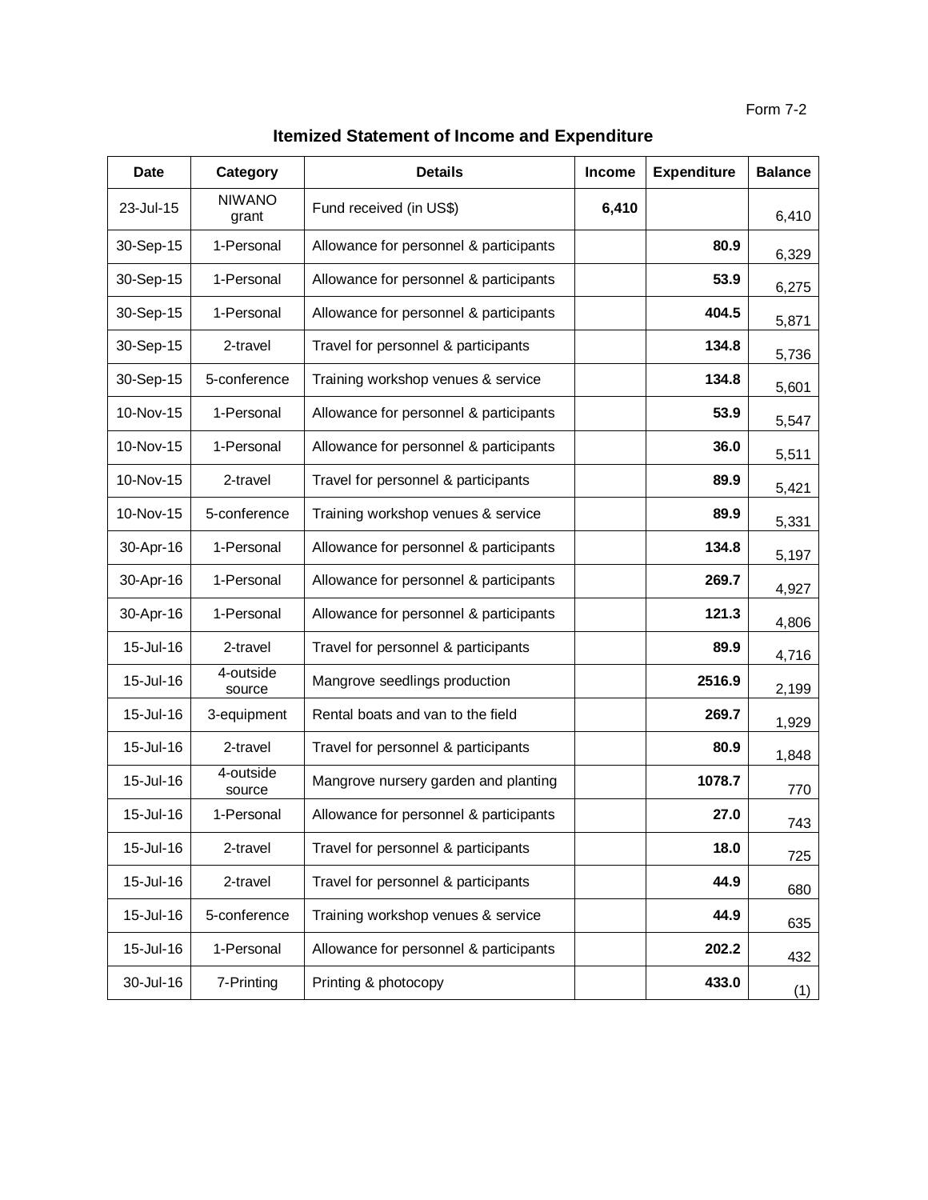Form 7-2

## Itemized Statement of Income and Expenditure

| Date | Category | Details | Income | Expenditure | Balance |
|---|---|---|---|---|---|
| 23-Jul-15 | NIWANO grant | Fund received (in US$) | **6,410** | | 6,410 |
| 30-Sep-15 | 1-Personal | Allowance for personnel & participants | | **80.9** | 6,329 |
| 30-Sep-15 | 1-Personal | Allowance for personnel & participants | | **53.9** | 6,275 |
| 30-Sep-15 | 1-Personal | Allowance for personnel & participants | | **404.5** | 5,871 |
| 30-Sep-15 | 2-travel | Travel for personnel & participants | | **134.8** | 5,736 |
| 30-Sep-15 | 5-conference | Training workshop venues & service | | **134.8** | 5,601 |
| 10-Nov-15 | 1-Personal | Allowance for personnel & participants | | **53.9** | 5,547 |
| 10-Nov-15 | 1-Personal | Allowance for personnel & participants | | **36.0** | 5,511 |
| 10-Nov-15 | 2-travel | Travel for personnel & participants | | **89.9** | 5,421 |
| 10-Nov-15 | 5-conference | Training workshop venues & service | | **89.9** | 5,331 |
| 30-Apr-16 | 1-Personal | Allowance for personnel & participants | | **134.8** | 5,197 |
| 30-Apr-16 | 1-Personal | Allowance for personnel & participants | | **269.7** | 4,927 |
| 30-Apr-16 | 1-Personal | Allowance for personnel & participants | | **121.3** | 4,806 |
| 15-Jul-16 | 2-travel | Travel for personnel & participants | | **89.9** | 4,716 |
| 15-Jul-16 | 4-outside source | Mangrove seedlings production | | **2516.9** | 2,199 |
| 15-Jul-16 | 3-equipment | Rental boats and van to the field | | **269.7** | 1,929 |
| 15-Jul-16 | 2-travel | Travel for personnel & participants | | **80.9** | 1,848 |
| 15-Jul-16 | 4-outside source | Mangrove nursery garden and planting | | **1078.7** | 770 |
| 15-Jul-16 | 1-Personal | Allowance for personnel & participants | | **27.0** | 743 |
| 15-Jul-16 | 2-travel | Travel for personnel & participants | | **18.0** | 725 |
| 15-Jul-16 | 2-travel | Travel for personnel & participants | | **44.9** | 680 |
| 15-Jul-16 | 5-conference | Training workshop venues & service | | **44.9** | 635 |
| 15-Jul-16 | 1-Personal | Allowance for personnel & participants | | **202.2** | 432 |
| 30-Jul-16 | 7-Printing | Printing & photocopy | | **433.0** | (1) |